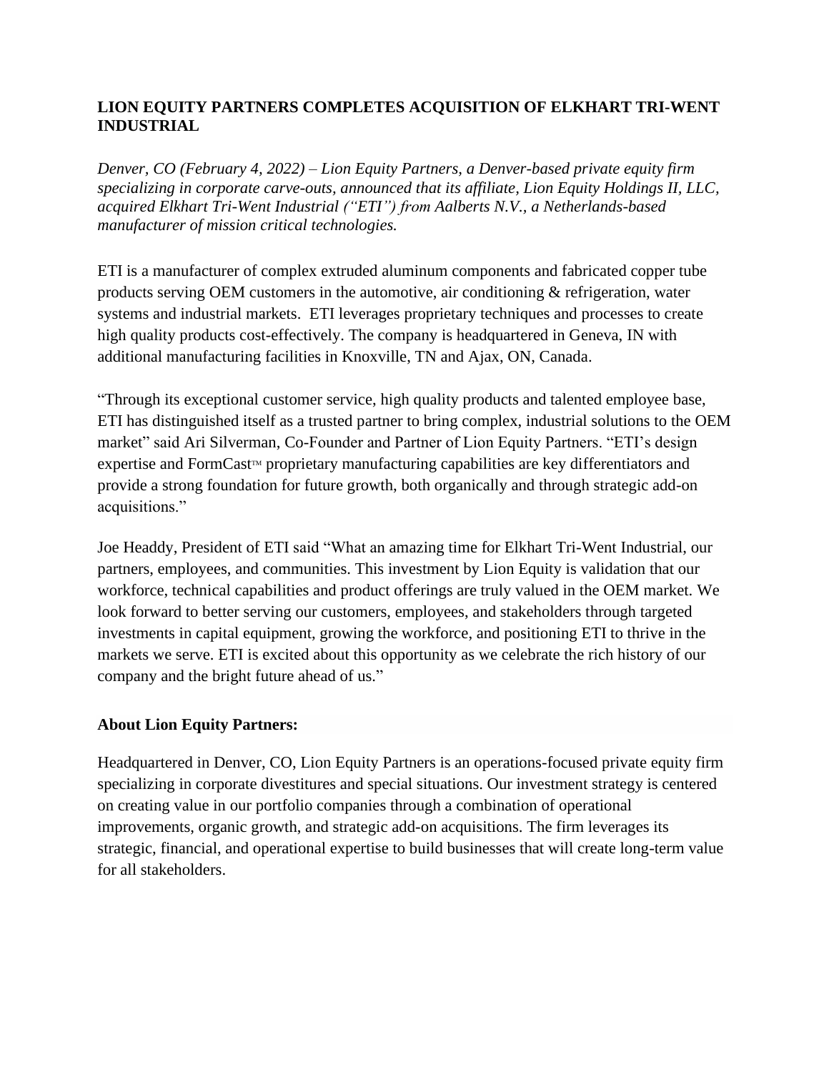**LION EQUITY PARTNERS COMPLETES ACQUISITION OF ELKHART TRI-WENT INDUSTRIAL**

*Denver, CO (February 4, 2022) – Lion Equity Partners, a Denver-based private equity firm specializing in corporate carve-outs, announced that its affiliate, Lion Equity Holdings II, LLC, acquired Elkhart Tri-Went Industrial ("ETI") from Aalberts N.V., a Netherlands-based manufacturer of mission critical technologies.*

ETI is a manufacturer of complex extruded aluminum components and fabricated copper tube products serving OEM customers in the automotive, air conditioning & refrigeration, water systems and industrial markets. ETI leverages proprietary techniques and processes to create high quality products cost-effectively. The company is headquartered in Geneva, IN with additional manufacturing facilities in Knoxville, TN and Ajax, ON, Canada.

"Through its exceptional customer service, high quality products and talented employee base, ETI has distinguished itself as a trusted partner to bring complex, industrial solutions to the OEM market" said Ari Silverman, Co-Founder and Partner of Lion Equity Partners. "ETI's design expertise and FormCast™ proprietary manufacturing capabilities are key differentiators and provide a strong foundation for future growth, both organically and through strategic add-on acquisitions."

Joe Headdy, President of ETI said "What an amazing time for Elkhart Tri-Went Industrial, our partners, employees, and communities. This investment by Lion Equity is validation that our workforce, technical capabilities and product offerings are truly valued in the OEM market. We look forward to better serving our customers, employees, and stakeholders through targeted investments in capital equipment, growing the workforce, and positioning ETI to thrive in the markets we serve. ETI is excited about this opportunity as we celebrate the rich history of our company and the bright future ahead of us."

**About Lion Equity Partners:**

Headquartered in Denver, CO, Lion Equity Partners is an operations-focused private equity firm specializing in corporate divestitures and special situations. Our investment strategy is centered on creating value in our portfolio companies through a combination of operational improvements, organic growth, and strategic add-on acquisitions. The firm leverages its strategic, financial, and operational expertise to build businesses that will create long-term value for all stakeholders.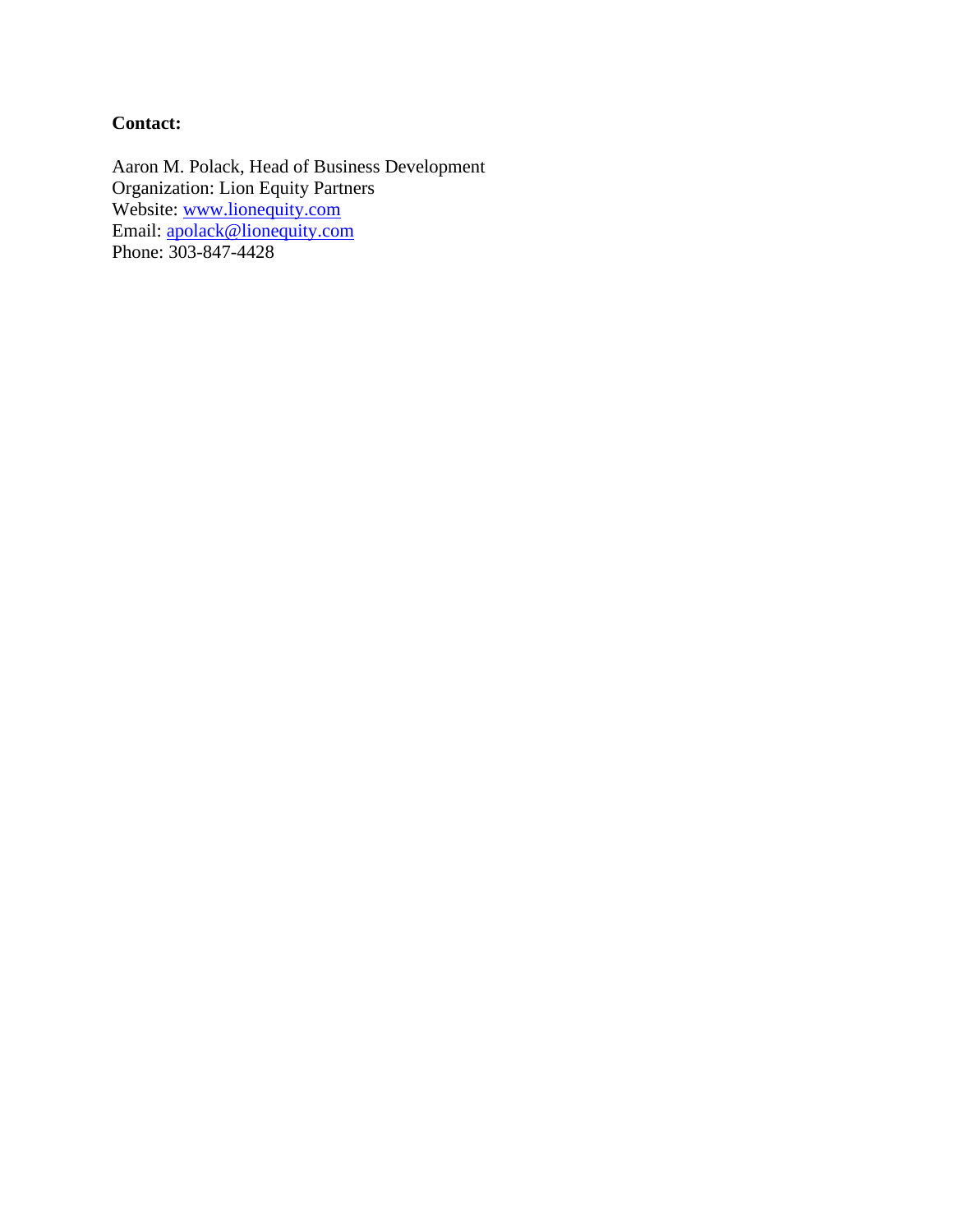**Contact:**

Aaron M. Polack, Head of Business Development
Organization: Lion Equity Partners
Website: [www.lionequity.com](http://www.lionequity.com)
Email: [apolack@lionequity.com](mailto:apolack@lionequity.com)
Phone: 303-847-4428